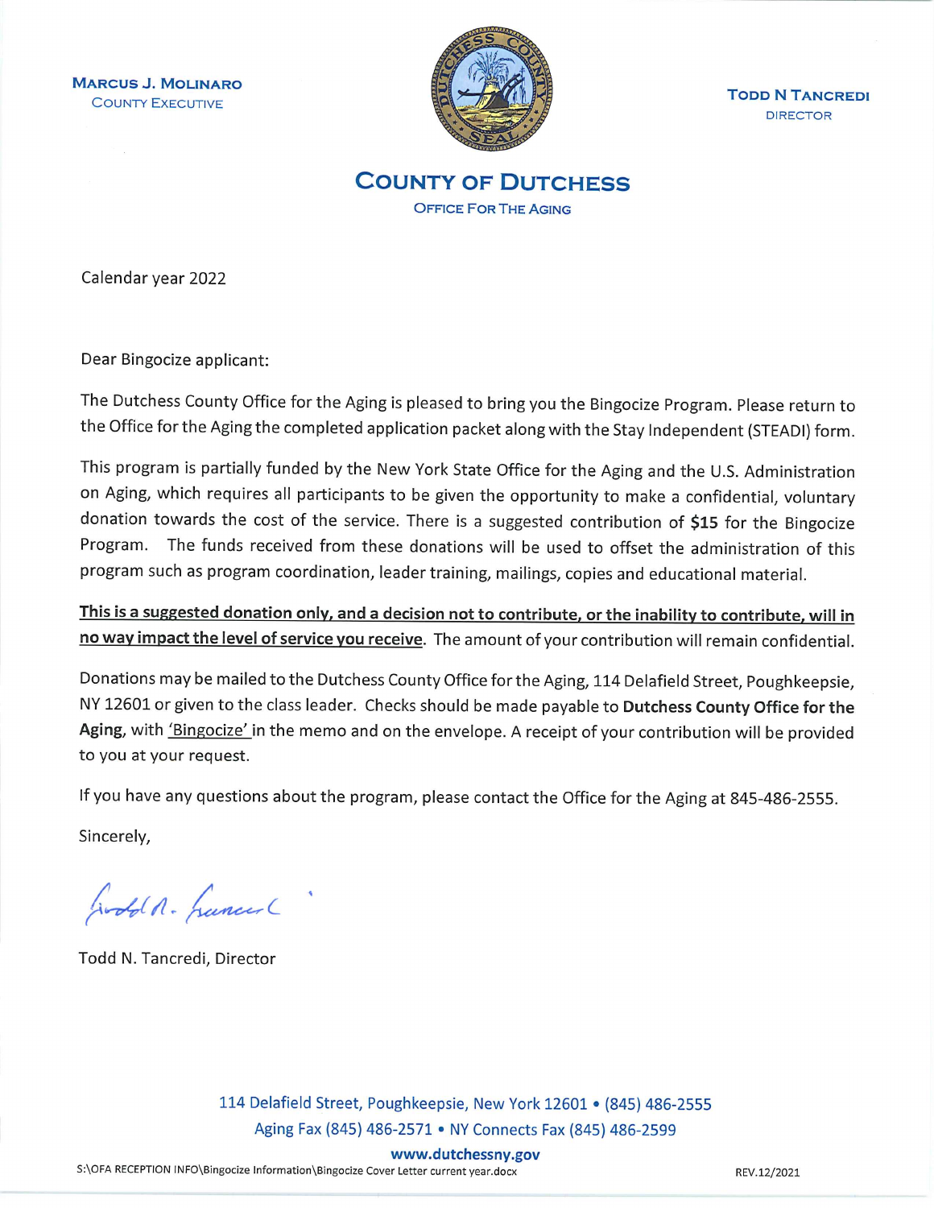**MARCUS J. MOLINARO**
COUNTY EXECUTIVE

**TODD N TANCREDI**
DIRECTOR

# COUNTY OF DUTCHESS

## OFFICE FOR THE AGING

Calendar year 2022

Dear Bingocize applicant:

The Dutchess County Office for the Aging is pleased to bring you the Bingocize Program. Please return to the Office for the Aging the completed application packet along with the Stay Independent (STEADI) form.

This program is partially funded by the New York State Office for the Aging and the U.S. Administration on Aging, which requires all participants to be given the opportunity to make a confidential, voluntary donation towards the cost of the service. There is a suggested contribution of **$15** for the Bingocize Program. The funds received from these donations will be used to offset the administration of this program such as program coordination, leader training, mailings, copies and educational material.

**This is a suggested donation only, and a decision not to contribute, or the inability to contribute, will in no way impact the level of service you receive**. The amount of your contribution will remain confidential.

Donations may be mailed to the Dutchess County Office for the Aging, 114 Delafield Street, Poughkeepsie, NY 12601 or given to the class leader. Checks should be made payable to **Dutchess County Office for the Aging**, with 'Bingocize' in the memo and on the envelope. A receipt of your contribution will be provided to you at your request.

If you have any questions about the program, please contact the Office for the Aging at 845-486-2555.

Sincerely,

Todd N. Tancredi, Director

114 Delafield Street, Poughkeepsie, New York 12601 • (845) 486-2555
Aging Fax (845) 486-2571 • NY Connects Fax (845) 486-2599
**www.dutchessny.gov**

S:\OFA RECEPTION INFO\Bingocize Information\Bingocize Cover Letter current year.docx REV.12/2021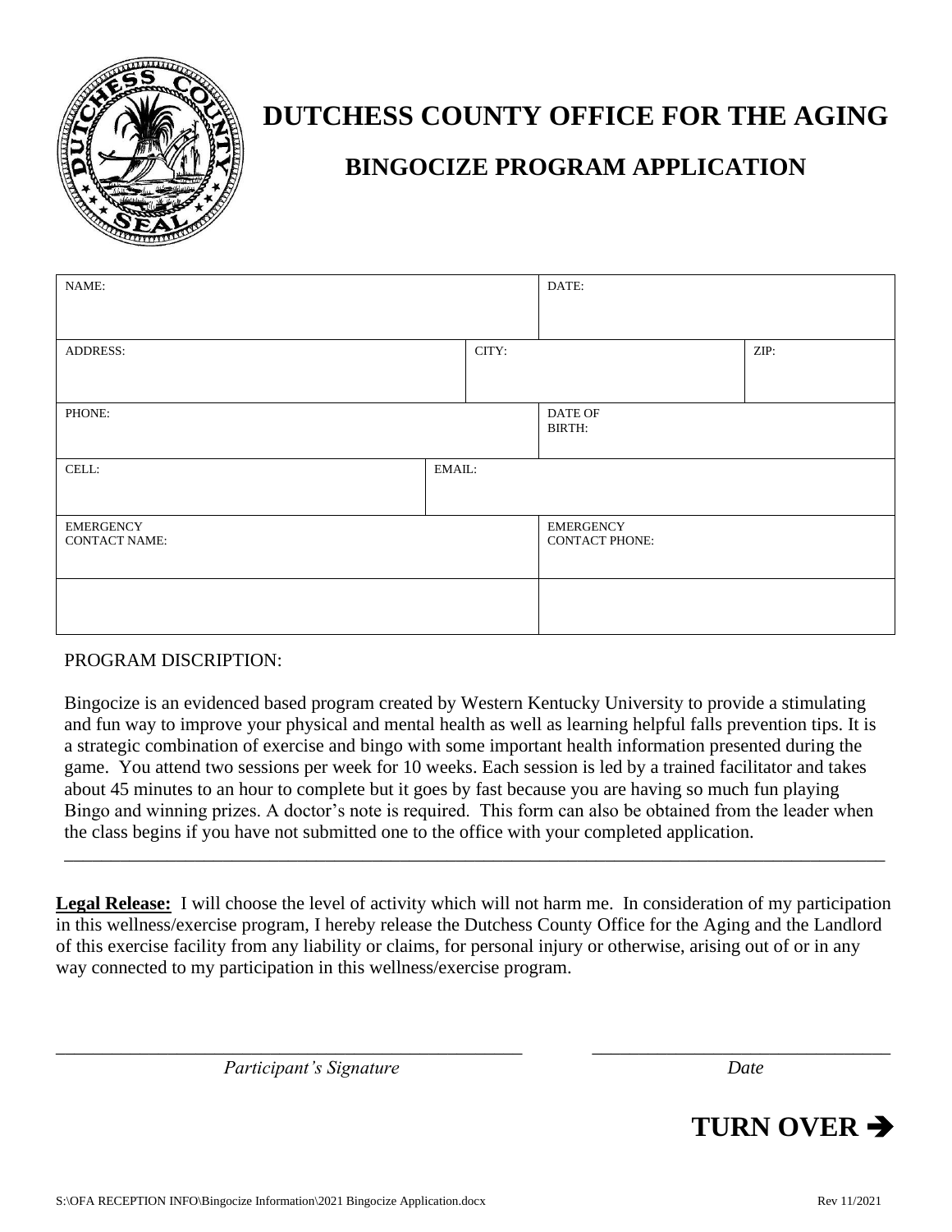# DUTCHESS COUNTY OFFICE FOR THE AGING

## BINGOCIZE PROGRAM APPLICATION

| NAME: | | DATE: | |
|---|---|---|---|
| ADDRESS: | CITY: | | ZIP: |
| PHONE: | | DATE OF BIRTH: | |
| CELL: | EMAIL: | | |
| EMERGENCY CONTACT NAME: | | EMERGENCY CONTACT PHONE: | |
| | | | |

PROGRAM DISCRIPTION:

Bingocize is an evidenced based program created by Western Kentucky University to provide a stimulating and fun way to improve your physical and mental health as well as learning helpful falls prevention tips. It is a strategic combination of exercise and bingo with some important health information presented during the game. You attend two sessions per week for 10 weeks. Each session is led by a trained facilitator and takes about 45 minutes to an hour to complete but it goes by fast because you are having so much fun playing Bingo and winning prizes. A doctor's note is required. This form can also be obtained from the leader when the class begins if you have not submitted one to the office with your completed application.

---

**Legal Release:** I will choose the level of activity which will not harm me. In consideration of my participation in this wellness/exercise program, I hereby release the Dutchess County Office for the Aging and the Landlord of this exercise facility from any liability or claims, for personal injury or otherwise, arising out of or in any way connected to my participation in this wellness/exercise program.

\_\_\_\_\_\_\_\_\_\_\_\_\_\_\_\_\_\_\_\_\_\_\_\_\_\_\_\_\_\_\_\_\_\_\_\_\_\_\_\_ \_\_\_\_\_\_\_\_\_\_\_\_\_\_\_\_\_\_\_\_\_\_\_\_\_\_\_\_

*Participant's Signature* *Date*

**TURN OVER ➔**

S:\OFA RECEPTION INFO\Bingocize Information\2021 Bingocize Application.docx Rev 11/2021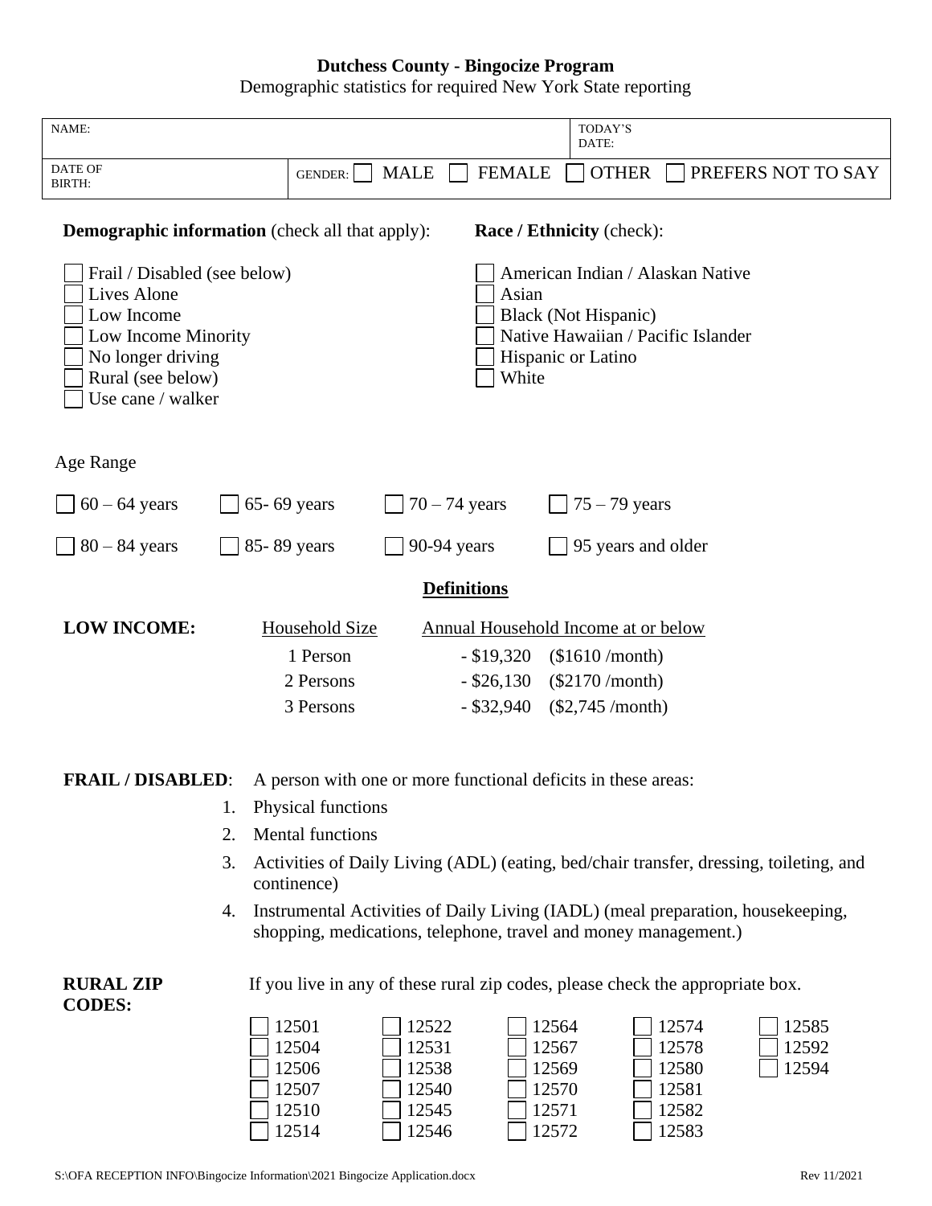# Dutchess County - Bingocize Program

Demographic statistics for required New York State reporting

| NAME: | | TODAY'S DATE: |
|---|---|---|
| DATE OF BIRTH: | GENDER: ☐ MALE ☐ FEMALE ☐ OTHER ☐ PREFERS NOT TO SAY | |

**Demographic information** (check all that apply):

- ☐ Frail / Disabled (see below)
- ☐ Lives Alone
- ☐ Low Income
- ☐ Low Income Minority
- ☐ No longer driving
- ☐ Rural (see below)
- ☐ Use cane / walker

**Race / Ethnicity** (check):

- ☐ American Indian / Alaskan Native
- ☐ Asian
- ☐ Black (Not Hispanic)
- ☐ Native Hawaiian / Pacific Islander
- ☐ Hispanic or Latino
- ☐ White

Age Range

☐ 60 – 64 years ☐ 65- 69 years ☐ 70 – 74 years ☐ 75 – 79 years

☐ 80 – 84 years ☐ 85- 89 years ☐ 90-94 years ☐ 95 years and older

## Definitions

**LOW INCOME:**

| Household Size | Annual Household Income at or below |
|---|---|
| 1 Person | - $19,320 ($1610 /month) |
| 2 Persons | - $26,130 ($2170 /month) |
| 3 Persons | - $32,940 ($2,745 /month) |

**FRAIL / DISABLED**: A person with one or more functional deficits in these areas:

1. Physical functions
2. Mental functions
3. Activities of Daily Living (ADL) (eating, bed/chair transfer, dressing, toileting, and continence)
4. Instrumental Activities of Daily Living (IADL) (meal preparation, housekeeping, shopping, medications, telephone, travel and money management.)

**RURAL ZIP CODES:** If you live in any of these rural zip codes, please check the appropriate box.

| | | | | |
|---|---|---|---|---|
| ☐ 12501 | ☐ 12522 | ☐ 12564 | ☐ 12574 | ☐ 12585 |
| ☐ 12504 | ☐ 12531 | ☐ 12567 | ☐ 12578 | ☐ 12592 |
| ☐ 12506 | ☐ 12538 | ☐ 12569 | ☐ 12580 | ☐ 12594 |
| ☐ 12507 | ☐ 12540 | ☐ 12570 | ☐ 12581 | |
| ☐ 12510 | ☐ 12545 | ☐ 12571 | ☐ 12582 | |
| ☐ 12514 | ☐ 12546 | ☐ 12572 | ☐ 12583 | |

S:\OFA RECEPTION INFO\Bingocize Information\2021 Bingocize Application.docx Rev 11/2021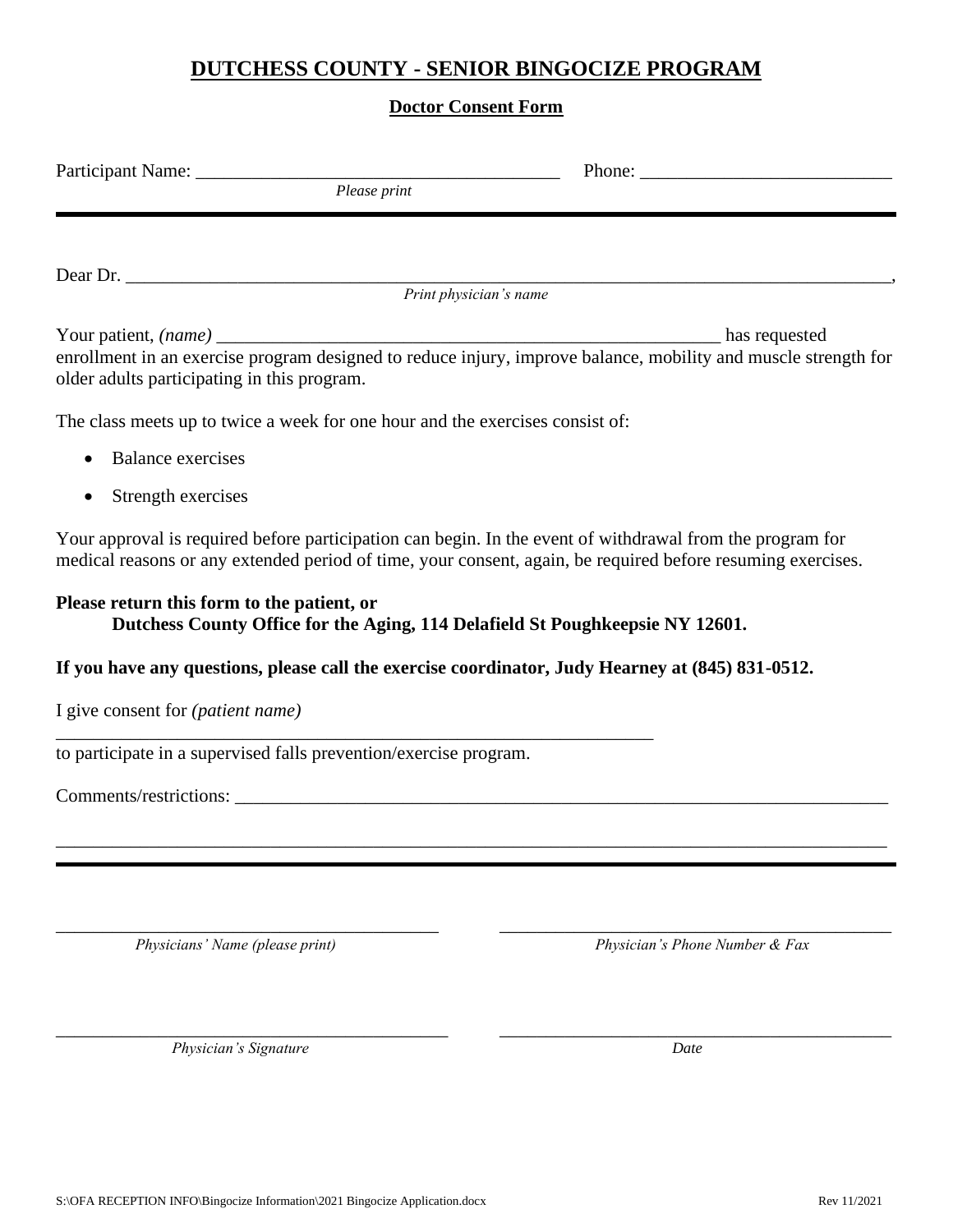# DUTCHESS COUNTY - SENIOR BINGOCIZE PROGRAM

## Doctor Consent Form

Participant Name: _______________________________________ Phone: ___________________________
*Please print*

---

Dear Dr. ________________________________________________________________________________,
*Print physician's name*

Your patient, *(name)* _______________________________________________________ has requested enrollment in an exercise program designed to reduce injury, improve balance, mobility and muscle strength for older adults participating in this program.

The class meets up to twice a week for one hour and the exercises consist of:

- Balance exercises
- Strength exercises

Your approval is required before participation can begin. In the event of withdrawal from the program for medical reasons or any extended period of time, your consent, again, be required before resuming exercises.

**Please return this form to the patient, or**
**Dutchess County Office for the Aging, 114 Delafield St Poughkeepsie NY 12601.**

**If you have any questions, please call the exercise coordinator, Judy Hearney at (845) 831-0512.**

I give consent for *(patient name)*
_________________________________________________________________
to participate in a supervised falls prevention/exercise program.

Comments/restrictions: _________________________________________________________________________

___________________________________________________________________________________________

---

_________________________________________ _________________________________________
*Physicians' Name (please print)* *Physician's Phone Number & Fax*

_________________________________________ _________________________________________
*Physician's Signature* *Date*

S:\OFA RECEPTION INFO\Bingocize Information\2021 Bingocize Application.docx Rev 11/2021